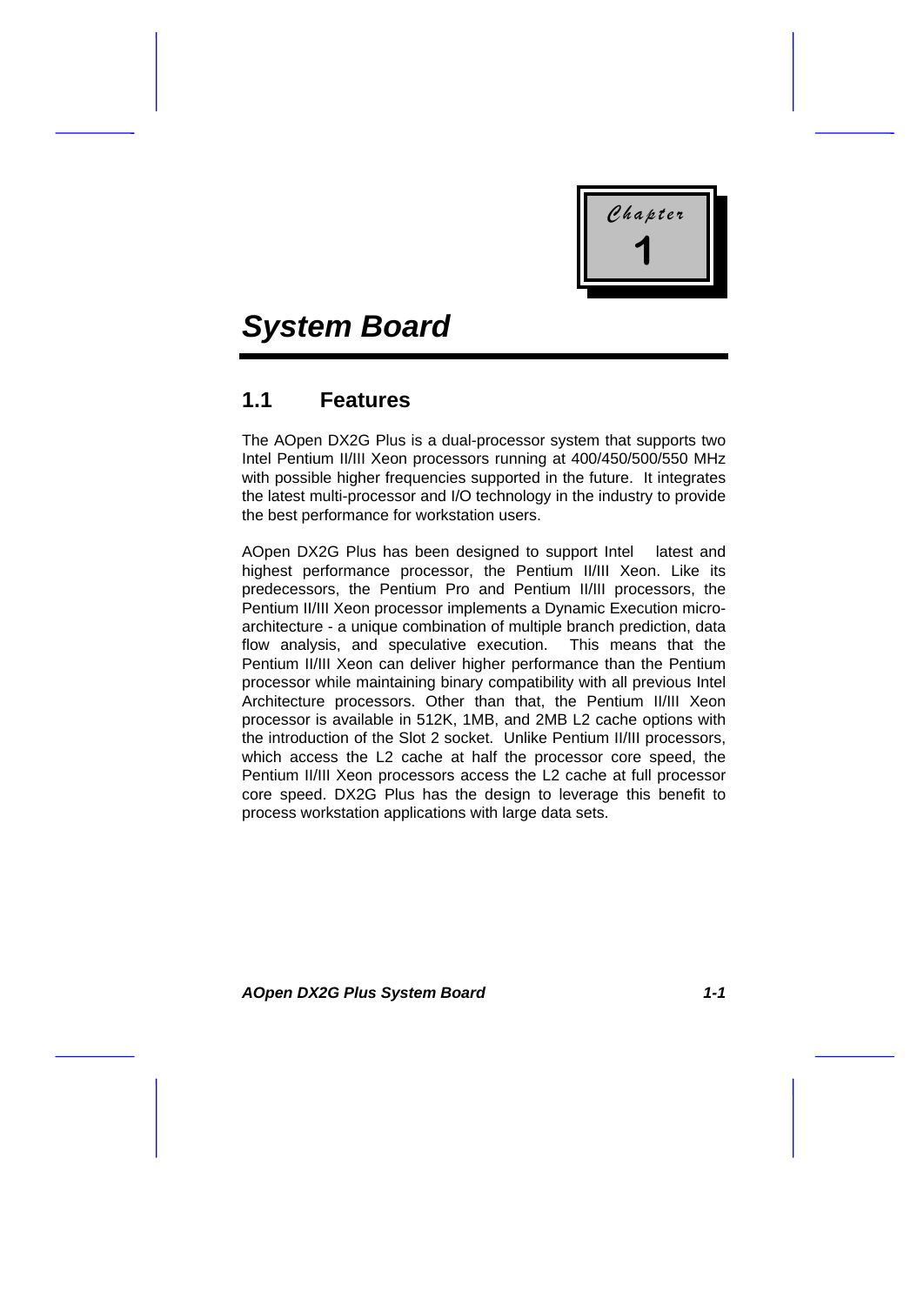Chapter

1

# System Board

## 1.1 Features

The AOpen DX2G Plus is a dual-processor system that supports two Intel Pentium II/III Xeon processors running at 400/450/500/550 MHz with possible higher frequencies supported in the future. It integrates the latest multi-processor and I/O technology in the industry to provide the best performance for workstation users.

AOpen DX2G Plus has been designed to support Intel latest and highest performance processor, the Pentium II/III Xeon. Like its predecessors, the Pentium Pro and Pentium II/III processors, the Pentium II/III Xeon processor implements a Dynamic Execution micro-architecture - a unique combination of multiple branch prediction, data flow analysis, and speculative execution. This means that the Pentium II/III Xeon can deliver higher performance than the Pentium processor while maintaining binary compatibility with all previous Intel Architecture processors. Other than that, the Pentium II/III Xeon processor is available in 512K, 1MB, and 2MB L2 cache options with the introduction of the Slot 2 socket. Unlike Pentium II/III processors, which access the L2 cache at half the processor core speed, the Pentium II/III Xeon processors access the L2 cache at full processor core speed. DX2G Plus has the design to leverage this benefit to process workstation applications with large data sets.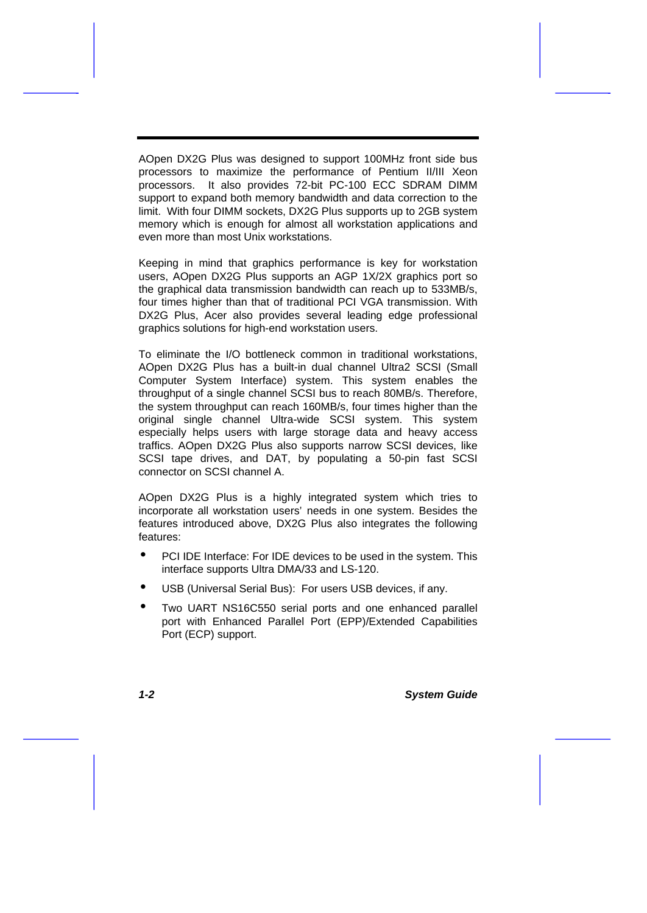AOpen DX2G Plus was designed to support 100MHz front side bus processors to maximize the performance of Pentium II/III Xeon processors. It also provides 72-bit PC-100 ECC SDRAM DIMM support to expand both memory bandwidth and data correction to the limit. With four DIMM sockets, DX2G Plus supports up to 2GB system memory which is enough for almost all workstation applications and even more than most Unix workstations.

Keeping in mind that graphics performance is key for workstation users, AOpen DX2G Plus supports an AGP 1X/2X graphics port so the graphical data transmission bandwidth can reach up to 533MB/s, four times higher than that of traditional PCI VGA transmission. With DX2G Plus, Acer also provides several leading edge professional graphics solutions for high-end workstation users.

To eliminate the I/O bottleneck common in traditional workstations, AOpen DX2G Plus has a built-in dual channel Ultra2 SCSI (Small Computer System Interface) system. This system enables the throughput of a single channel SCSI bus to reach 80MB/s. Therefore, the system throughput can reach 160MB/s, four times higher than the original single channel Ultra-wide SCSI system. This system especially helps users with large storage data and heavy access traffics. AOpen DX2G Plus also supports narrow SCSI devices, like SCSI tape drives, and DAT, by populating a 50-pin fast SCSI connector on SCSI channel A.

AOpen DX2G Plus is a highly integrated system which tries to incorporate all workstation users' needs in one system. Besides the features introduced above, DX2G Plus also integrates the following features:

- PCI IDE Interface: For IDE devices to be used in the system. This interface supports Ultra DMA/33 and LS-120.
- USB (Universal Serial Bus): For users USB devices, if any.
- Two UART NS16C550 serial ports and one enhanced parallel port with Enhanced Parallel Port (EPP)/Extended Capabilities Port (ECP) support.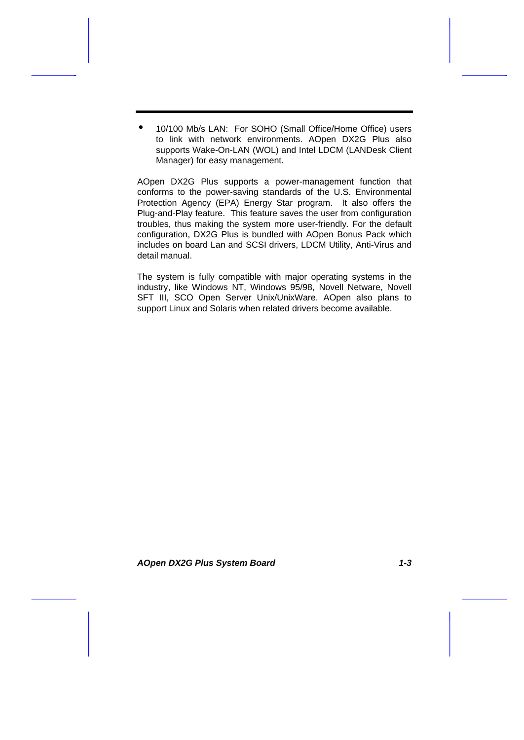- 10/100 Mb/s LAN: For SOHO (Small Office/Home Office) users to link with network environments. AOpen DX2G Plus also supports Wake-On-LAN (WOL) and Intel LDCM (LANDesk Client Manager) for easy management.

AOpen DX2G Plus supports a power-management function that conforms to the power-saving standards of the U.S. Environmental Protection Agency (EPA) Energy Star program. It also offers the Plug-and-Play feature. This feature saves the user from configuration troubles, thus making the system more user-friendly. For the default configuration, DX2G Plus is bundled with AOpen Bonus Pack which includes on board Lan and SCSI drivers, LDCM Utility, Anti-Virus and detail manual.

The system is fully compatible with major operating systems in the industry, like Windows NT, Windows 95/98, Novell Netware, Novell SFT III, SCO Open Server Unix/UnixWare. AOpen also plans to support Linux and Solaris when related drivers become available.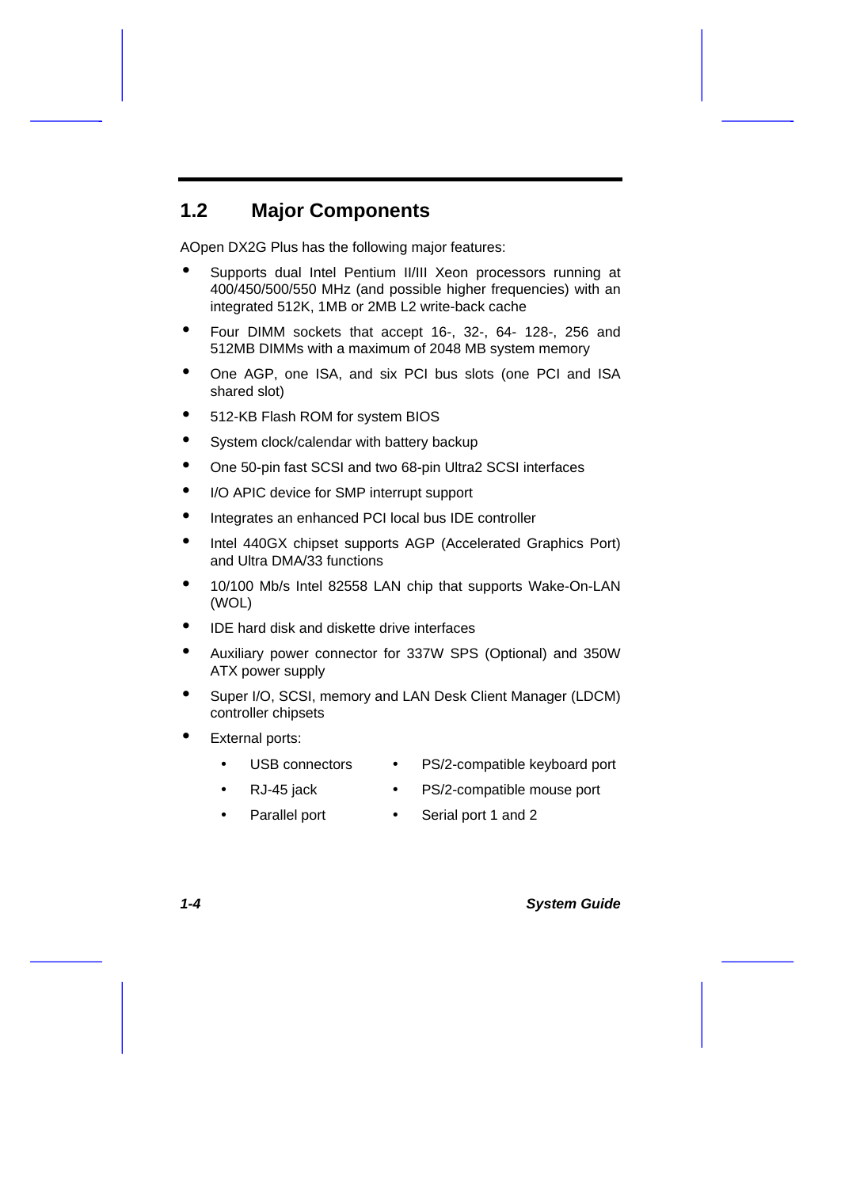## 1.2 Major Components

AOpen DX2G Plus has the following major features:

- Supports dual Intel Pentium II/III Xeon processors running at 400/450/500/550 MHz (and possible higher frequencies) with an integrated 512K, 1MB or 2MB L2 write-back cache
- Four DIMM sockets that accept 16-, 32-, 64- 128-, 256 and 512MB DIMMs with a maximum of 2048 MB system memory
- One AGP, one ISA, and six PCI bus slots (one PCI and ISA shared slot)
- 512-KB Flash ROM for system BIOS
- System clock/calendar with battery backup
- One 50-pin fast SCSI and two 68-pin Ultra2 SCSI interfaces
- I/O APIC device for SMP interrupt support
- Integrates an enhanced PCI local bus IDE controller
- Intel 440GX chipset supports AGP (Accelerated Graphics Port) and Ultra DMA/33 functions
- 10/100 Mb/s Intel 82558 LAN chip that supports Wake-On-LAN (WOL)
- IDE hard disk and diskette drive interfaces
- Auxiliary power connector for 337W SPS (Optional) and 350W ATX power supply
- Super I/O, SCSI, memory and LAN Desk Client Manager (LDCM) controller chipsets
- External ports:
  - USB connectors
  - PS/2-compatible keyboard port
  - RJ-45 jack
  - PS/2-compatible mouse port
  - Parallel port
  - Serial port 1 and 2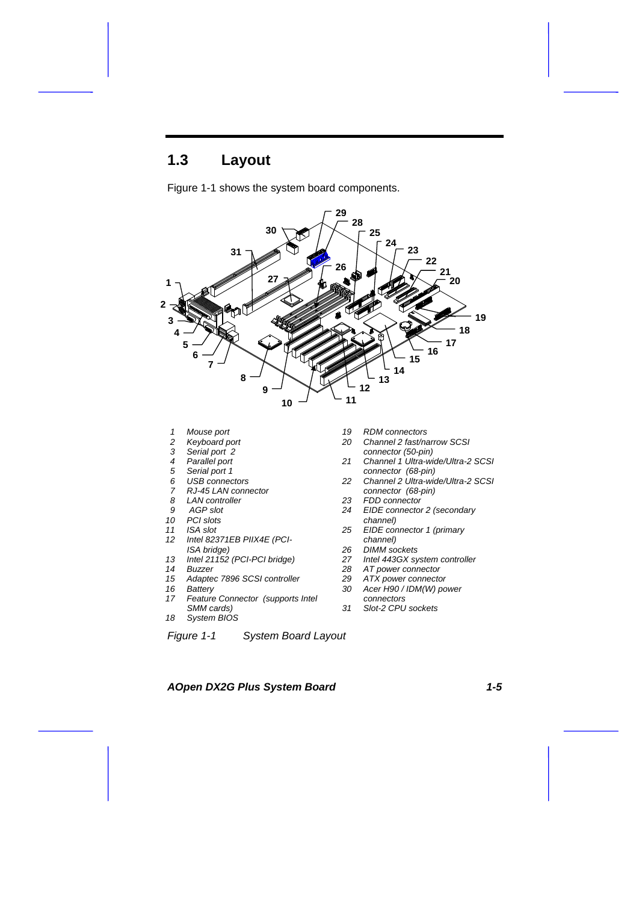## 1.3 Layout

Figure 1-1 shows the system board components.

1. *Mouse port*
2. *Keyboard port*
3. *Serial port 2*
4. *Parallel port*
5. *Serial port 1*
6. *USB connectors*
7. *RJ-45 LAN connector*
8. *LAN controller*
9. *AGP slot*
10. *PCI slots*
11. *ISA slot*
12. *Intel 82371EB PIIX4E (PCI-ISA bridge)*
13. *Intel 21152 (PCI-PCI bridge)*
14. *Buzzer*
15. *Adaptec 7896 SCSI controller*
16. *Battery*
17. *Feature Connector (supports Intel SMM cards)*
18. *System BIOS*
19. *RDM connectors*
20. *Channel 2 fast/narrow SCSI connector (50-pin)*
21. *Channel 1 Ultra-wide/Ultra-2 SCSI connector (68-pin)*
22. *Channel 2 Ultra-wide/Ultra-2 SCSI connector (68-pin)*
23. *FDD connector*
24. *EIDE connector 2 (secondary channel)*
25. *EIDE connector 1 (primary channel)*
26. *DIMM sockets*
27. *Intel 443GX system controller*
28. *AT power connector*
29. *ATX power connector*
30. *Acer H90 / IDM(W) power connectors*
31. *Slot-2 CPU sockets*

*Figure 1-1 System Board Layout*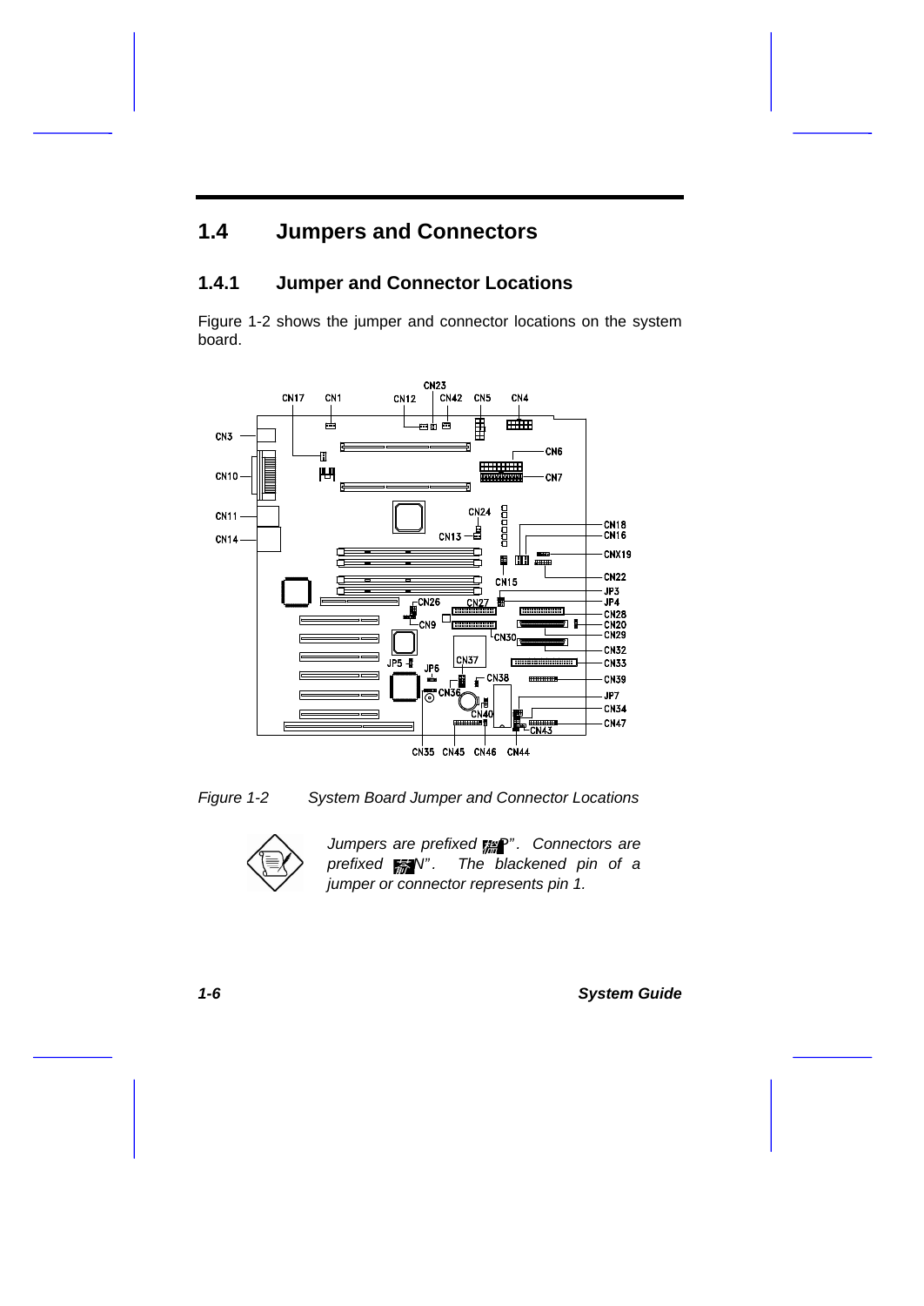## 1.4 Jumpers and Connectors

### 1.4.1 Jumper and Connector Locations

Figure 1-2 shows the jumper and connector locations on the system board.

*Figure 1-2 System Board Jumper and Connector Locations*

*Jumpers are prefixed "JP". Connectors are prefixed "CN". The blackened pin of a jumper or connector represents pin 1.*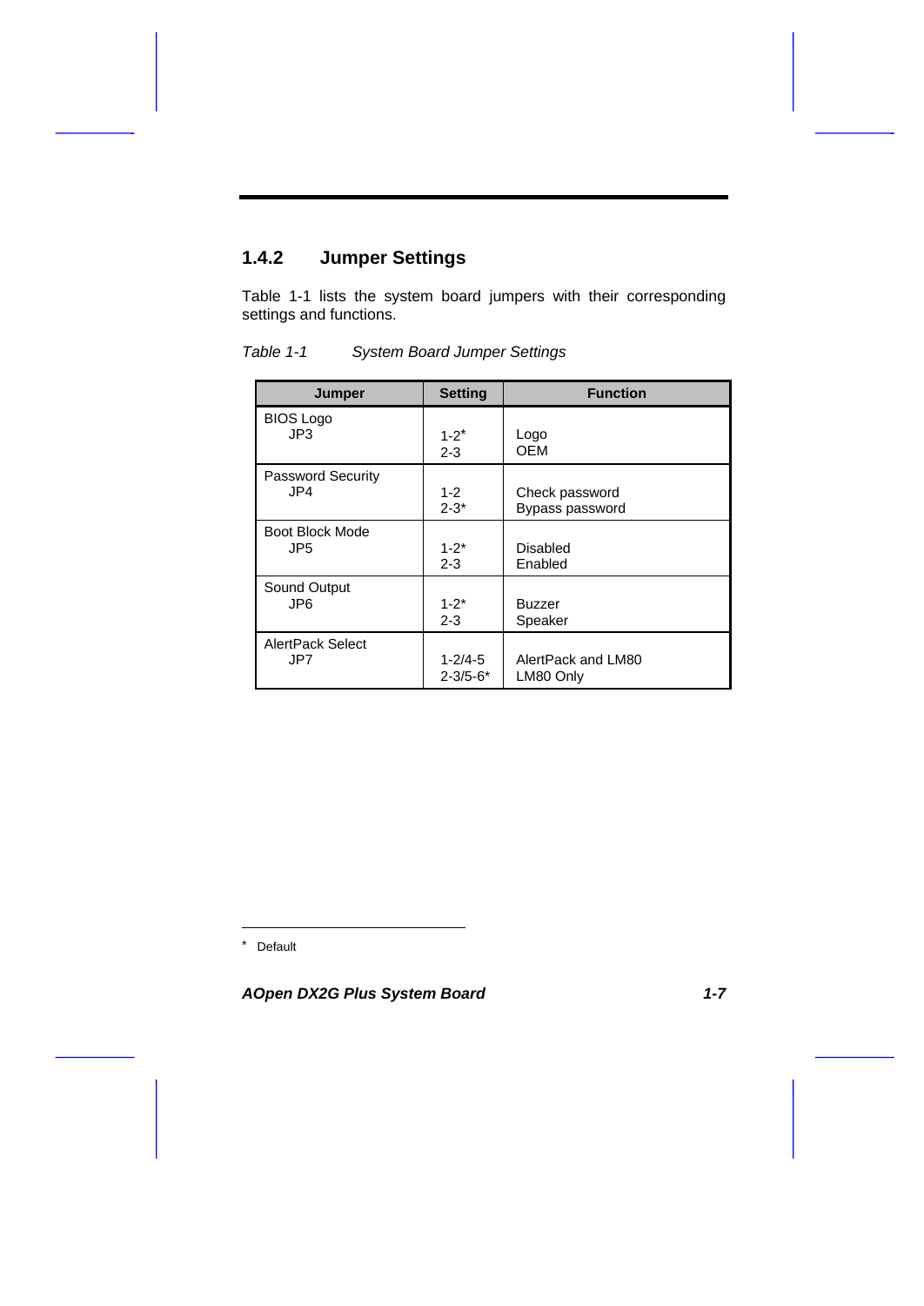### 1.4.2 Jumper Settings

Table 1-1 lists the system board jumpers with their corresponding settings and functions.

*Table 1-1 System Board Jumper Settings*

| Jumper | Setting | Function |
|---|---|---|
| BIOS Logo<br>JP3 | 1-2*<br>2-3 | Logo<br>OEM |
| Password Security<br>JP4 | 1-2<br>2-3* | Check password<br>Bypass password |
| Boot Block Mode<br>JP5 | 1-2*<br>2-3 | Disabled<br>Enabled |
| Sound Output<br>JP6 | 1-2*<br>2-3 | Buzzer<br>Speaker |
| AlertPack Select<br>JP7 | 1-2/4-5<br>2-3/5-6* | AlertPack and LM80<br>LM80 Only |

* Default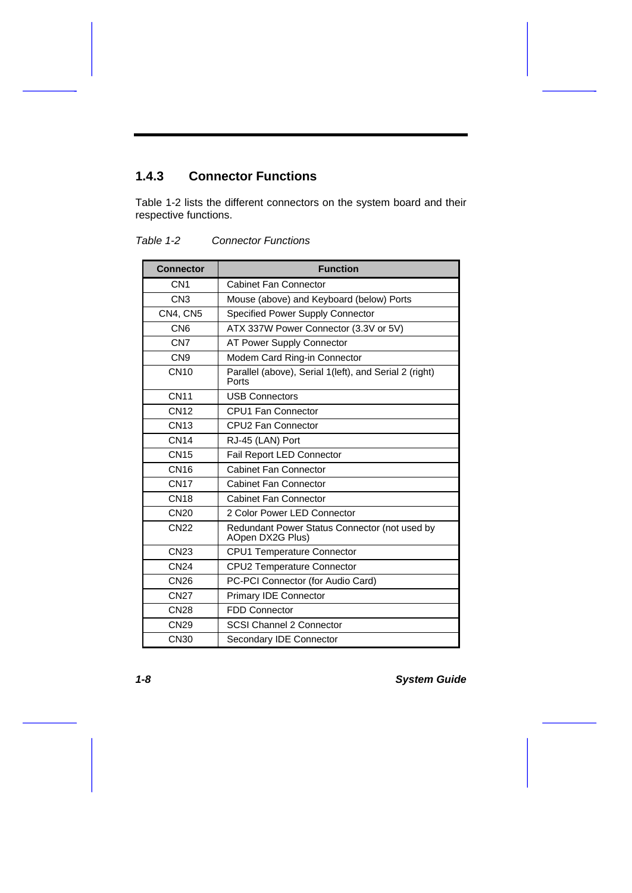### 1.4.3 Connector Functions

Table 1-2 lists the different connectors on the system board and their respective functions.

*Table 1-2 Connector Functions*

| Connector | Function |
|---|---|
| CN1 | Cabinet Fan Connector |
| CN3 | Mouse (above) and Keyboard (below) Ports |
| CN4, CN5 | Specified Power Supply Connector |
| CN6 | ATX 337W Power Connector (3.3V or 5V) |
| CN7 | AT Power Supply Connector |
| CN9 | Modem Card Ring-in Connector |
| CN10 | Parallel (above), Serial 1(left), and Serial 2 (right) Ports |
| CN11 | USB Connectors |
| CN12 | CPU1 Fan Connector |
| CN13 | CPU2 Fan Connector |
| CN14 | RJ-45 (LAN) Port |
| CN15 | Fail Report LED Connector |
| CN16 | Cabinet Fan Connector |
| CN17 | Cabinet Fan Connector |
| CN18 | Cabinet Fan Connector |
| CN20 | 2 Color Power LED Connector |
| CN22 | Redundant Power Status Connector (not used by AOpen DX2G Plus) |
| CN23 | CPU1 Temperature Connector |
| CN24 | CPU2 Temperature Connector |
| CN26 | PC-PCI Connector (for Audio Card) |
| CN27 | Primary IDE Connector |
| CN28 | FDD Connector |
| CN29 | SCSI Channel 2 Connector |
| CN30 | Secondary IDE Connector |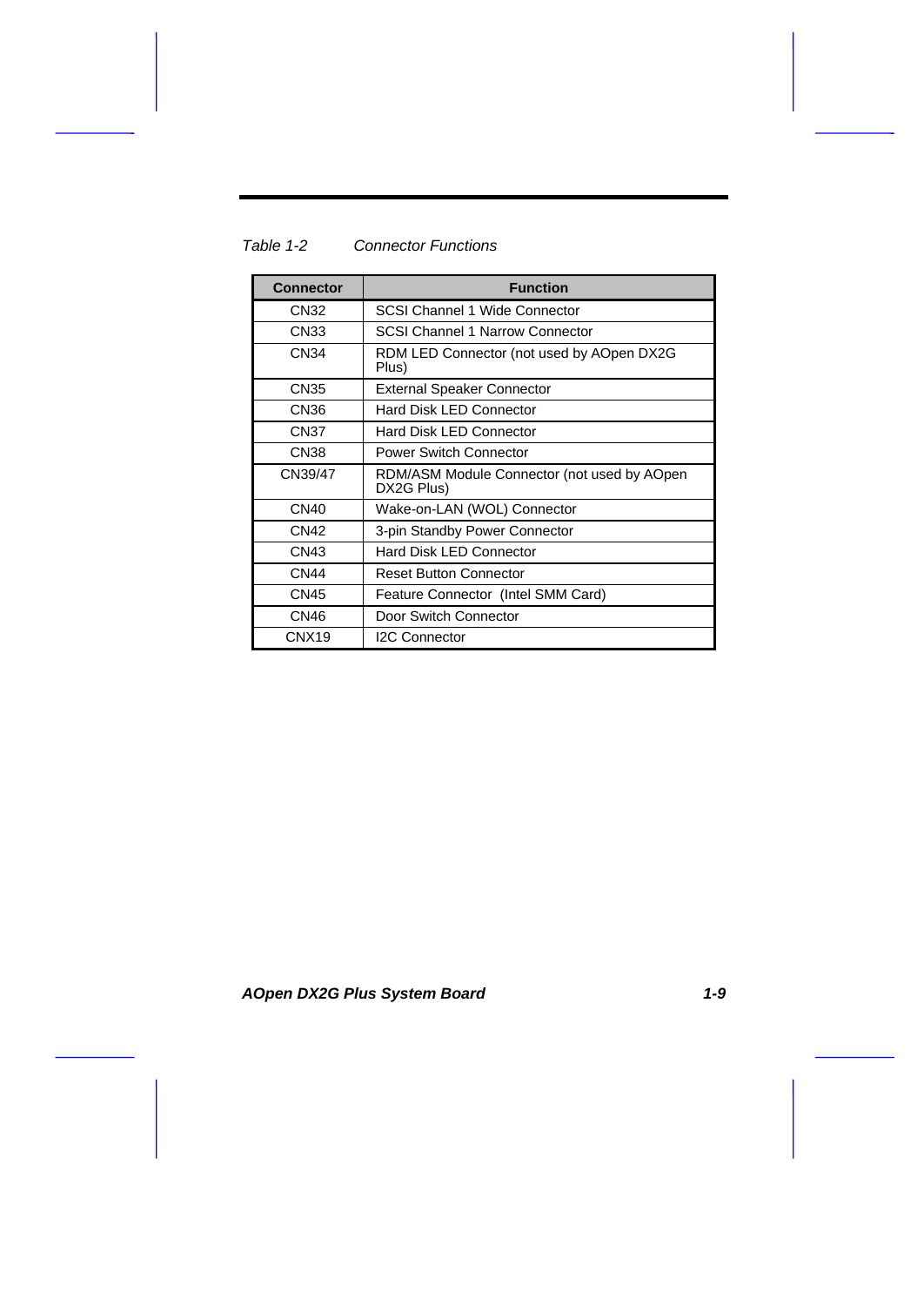*Table 1-2 Connector Functions*

| Connector | Function |
|---|---|
| CN32 | SCSI Channel 1 Wide Connector |
| CN33 | SCSI Channel 1 Narrow Connector |
| CN34 | RDM LED Connector (not used by AOpen DX2G Plus) |
| CN35 | External Speaker Connector |
| CN36 | Hard Disk LED Connector |
| CN37 | Hard Disk LED Connector |
| CN38 | Power Switch Connector |
| CN39/47 | RDM/ASM Module Connector (not used by AOpen DX2G Plus) |
| CN40 | Wake-on-LAN (WOL) Connector |
| CN42 | 3-pin Standby Power Connector |
| CN43 | Hard Disk LED Connector |
| CN44 | Reset Button Connector |
| CN45 | Feature Connector (Intel SMM Card) |
| CN46 | Door Switch Connector |
| CNX19 | I2C Connector |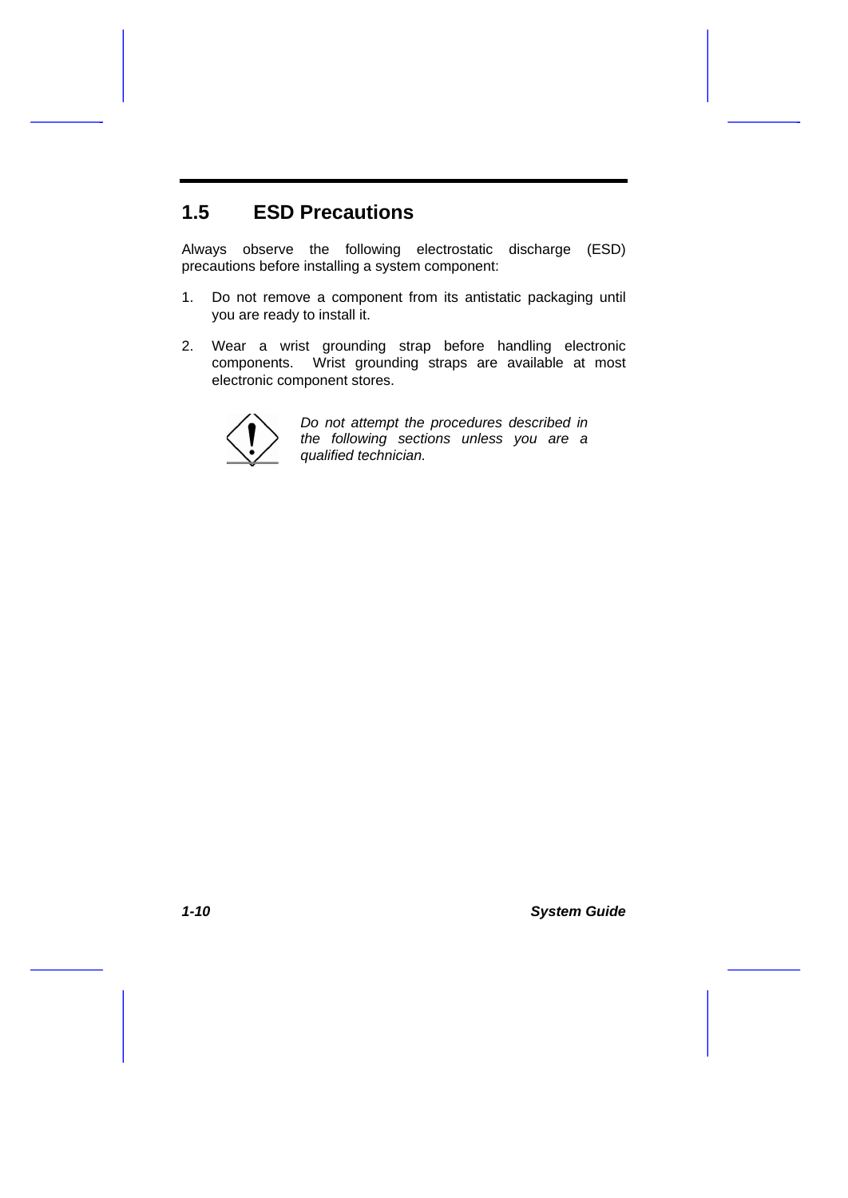## 1.5 ESD Precautions

Always observe the following electrostatic discharge (ESD) precautions before installing a system component:

1. Do not remove a component from its antistatic packaging until you are ready to install it.

2. Wear a wrist grounding strap before handling electronic components. Wrist grounding straps are available at most electronic component stores.

*Do not attempt the procedures described in the following sections unless you are a qualified technician.*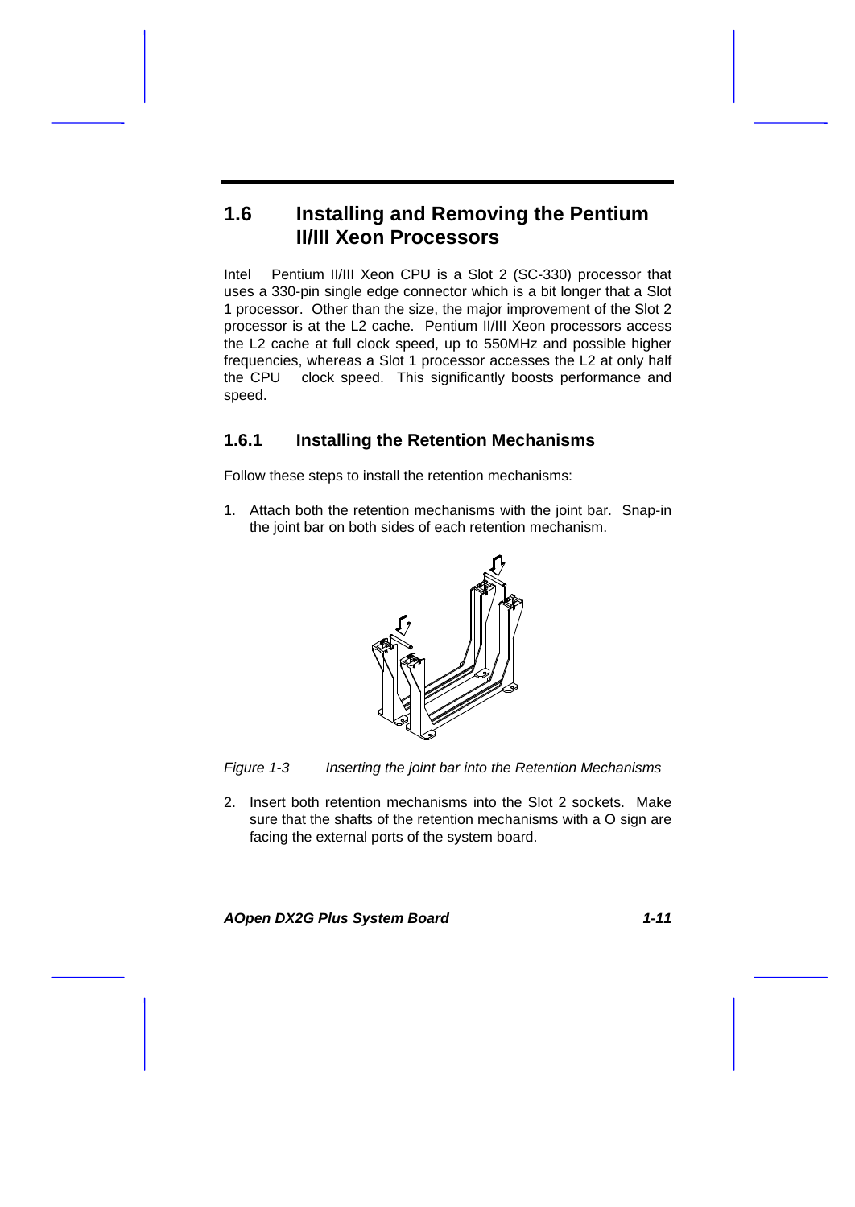## 1.6 Installing and Removing the Pentium II/III Xeon Processors

Intel Pentium II/III Xeon CPU is a Slot 2 (SC-330) processor that uses a 330-pin single edge connector which is a bit longer that a Slot 1 processor. Other than the size, the major improvement of the Slot 2 processor is at the L2 cache. Pentium II/III Xeon processors access the L2 cache at full clock speed, up to 550MHz and possible higher frequencies, whereas a Slot 1 processor accesses the L2 at only half the CPU clock speed. This significantly boosts performance and speed.

### 1.6.1 Installing the Retention Mechanisms

Follow these steps to install the retention mechanisms:

1. Attach both the retention mechanisms with the joint bar. Snap-in the joint bar on both sides of each retention mechanism.

*Figure 1-3 Inserting the joint bar into the Retention Mechanisms*

2. Insert both retention mechanisms into the Slot 2 sockets. Make sure that the shafts of the retention mechanisms with a O sign are facing the external ports of the system board.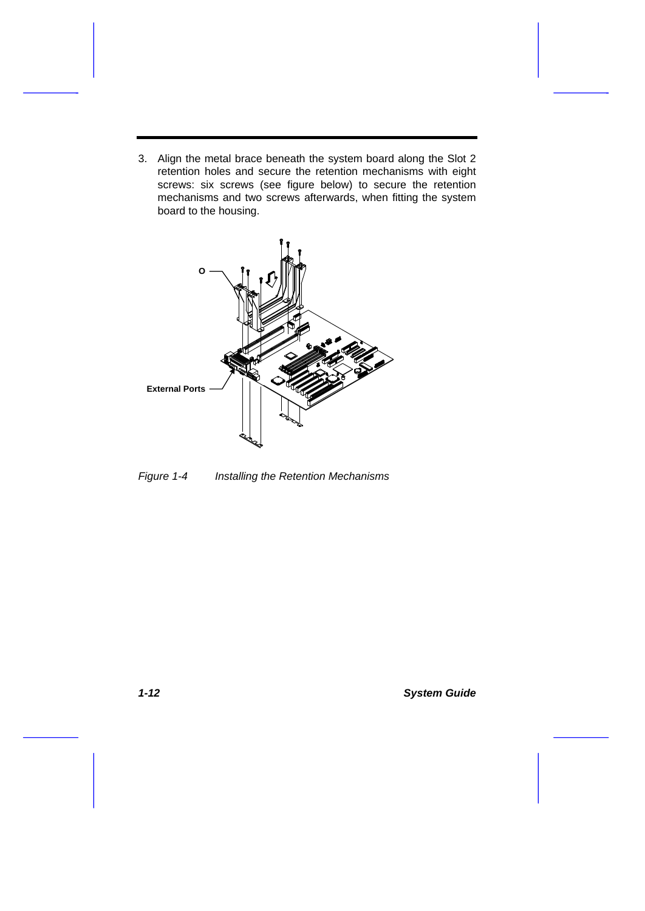3. Align the metal brace beneath the system board along the Slot 2 retention holes and secure the retention mechanisms with eight screws: six screws (see figure below) to secure the retention mechanisms and two screws afterwards, when fitting the system board to the housing.

O

External Ports

*Figure 1-4 Installing the Retention Mechanisms*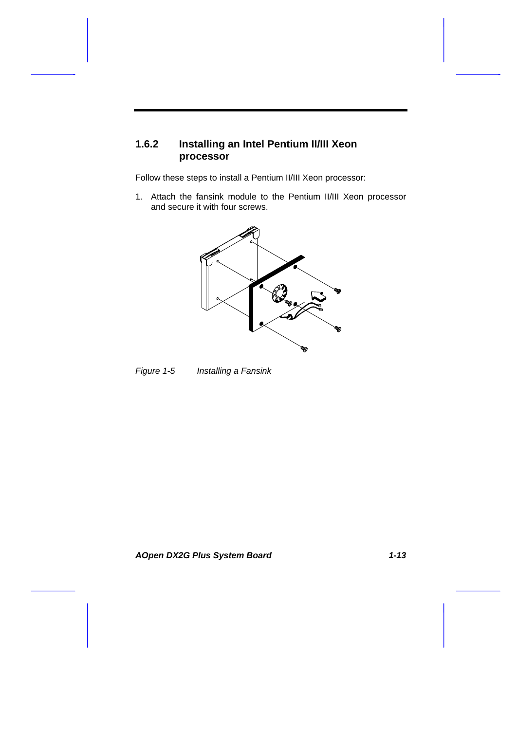### 1.6.2 Installing an Intel Pentium II/III Xeon processor

Follow these steps to install a Pentium II/III Xeon processor:

1. Attach the fansink module to the Pentium II/III Xeon processor and secure it with four screws.

*Figure 1-5 Installing a Fansink*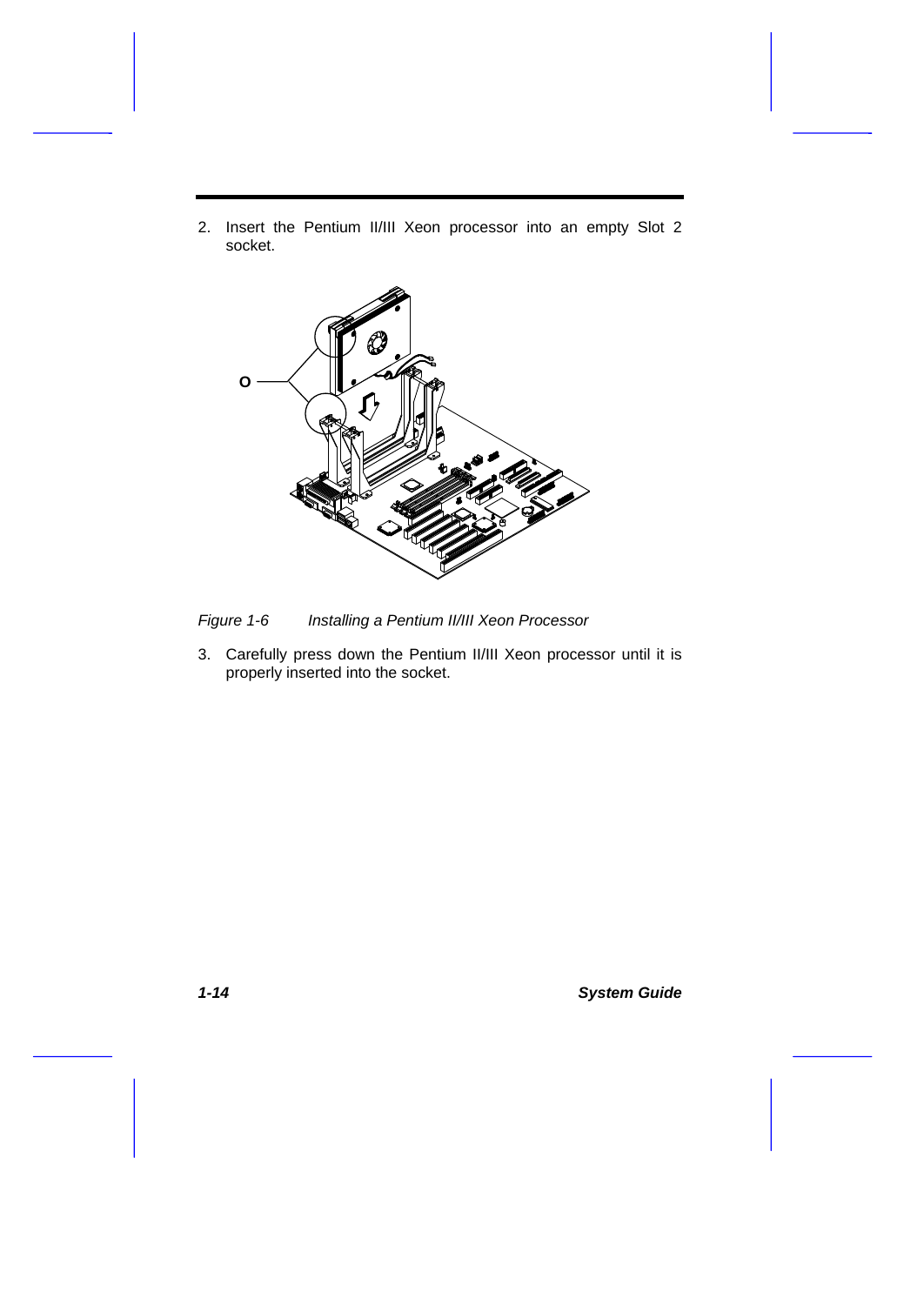2. Insert the Pentium II/III Xeon processor into an empty Slot 2 socket.

*Figure 1-6 Installing a Pentium II/III Xeon Processor*

3. Carefully press down the Pentium II/III Xeon processor until it is properly inserted into the socket.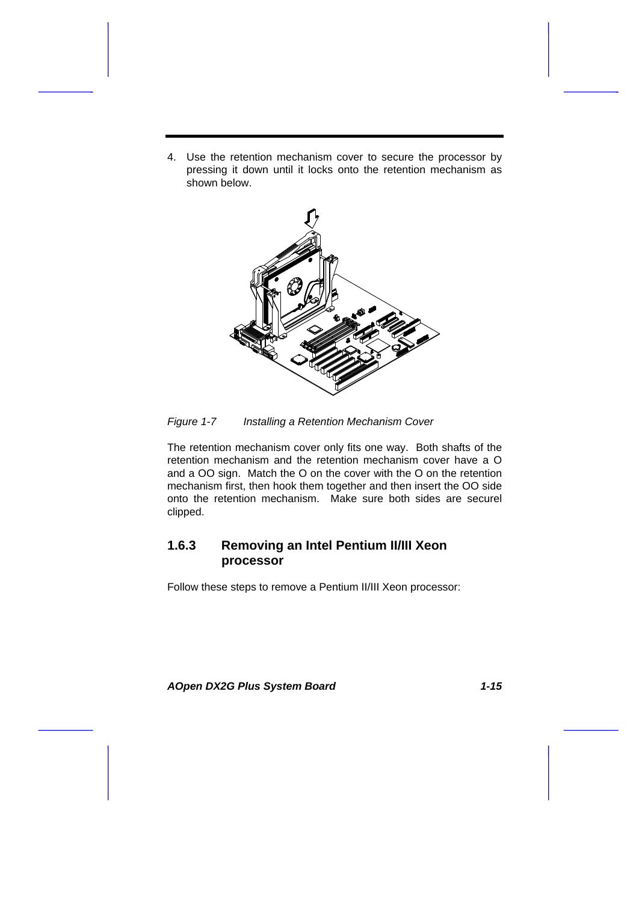4. Use the retention mechanism cover to secure the processor by pressing it down until it locks onto the retention mechanism as shown below.

*Figure 1-7 Installing a Retention Mechanism Cover*

The retention mechanism cover only fits one way. Both shafts of the retention mechanism and the retention mechanism cover have a O and a OO sign. Match the O on the cover with the O on the retention mechanism first, then hook them together and then insert the OO side onto the retention mechanism. Make sure both sides are securel clipped.

### 1.6.3 Removing an Intel Pentium II/III Xeon processor

Follow these steps to remove a Pentium II/III Xeon processor: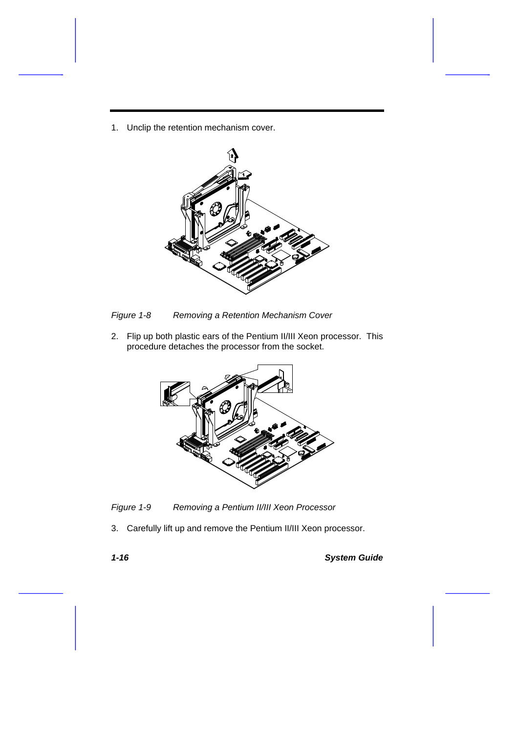1. Unclip the retention mechanism cover.

*Figure 1-8 Removing a Retention Mechanism Cover*

2. Flip up both plastic ears of the Pentium II/III Xeon processor. This procedure detaches the processor from the socket.

*Figure 1-9 Removing a Pentium II/III Xeon Processor*

3. Carefully lift up and remove the Pentium II/III Xeon processor.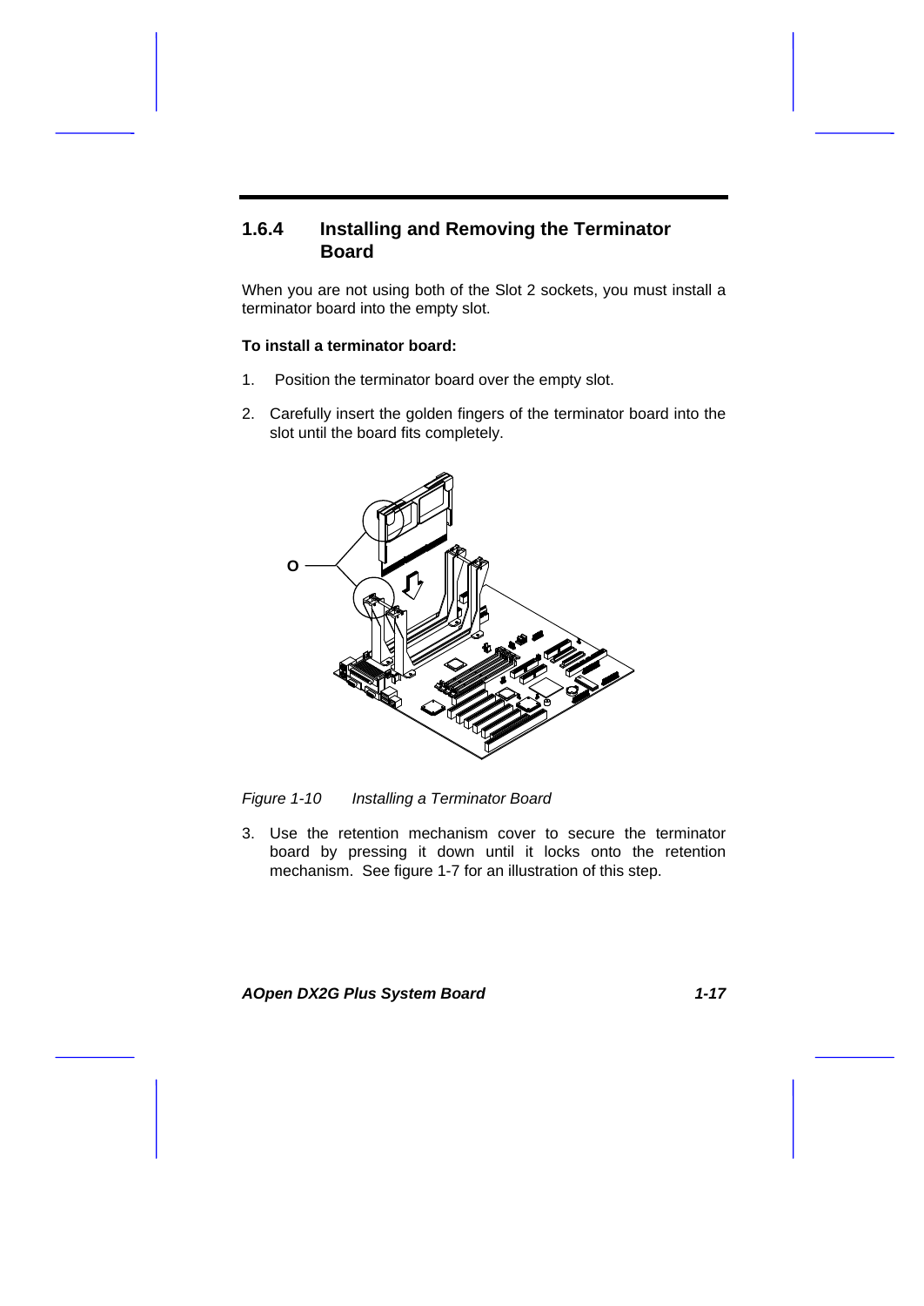### 1.6.4 Installing and Removing the Terminator Board

When you are not using both of the Slot 2 sockets, you must install a terminator board into the empty slot.

**To install a terminator board:**

1. Position the terminator board over the empty slot.
2. Carefully insert the golden fingers of the terminator board into the slot until the board fits completely.

*Figure 1-10 Installing a Terminator Board*

3. Use the retention mechanism cover to secure the terminator board by pressing it down until it locks onto the retention mechanism. See figure 1-7 for an illustration of this step.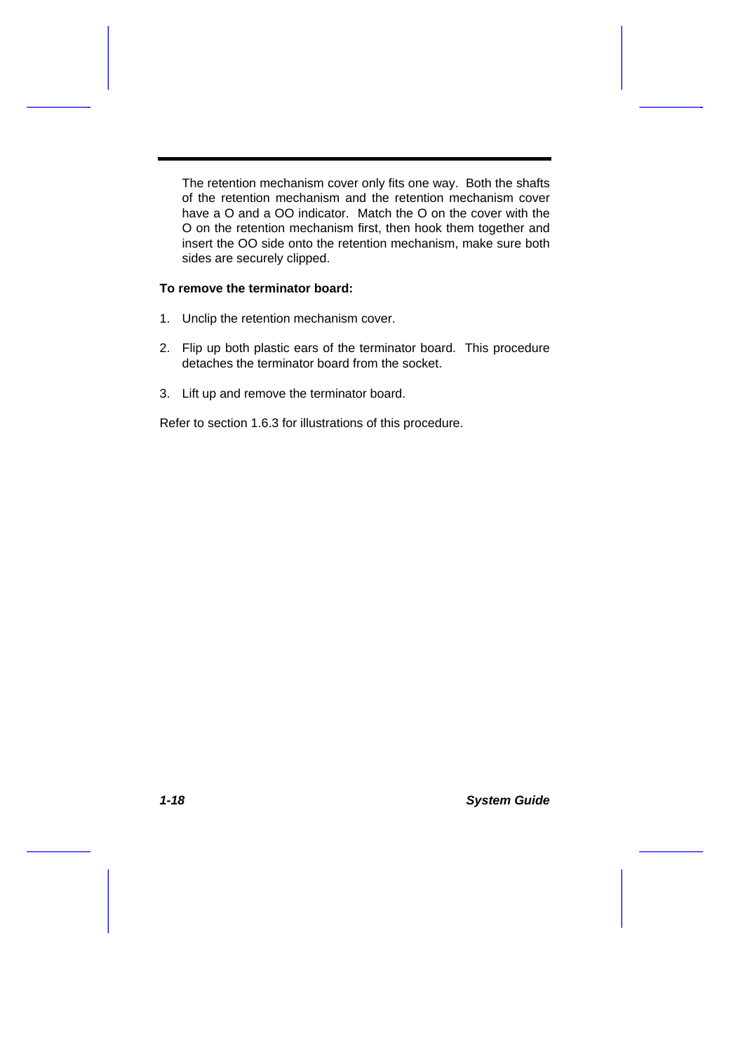The retention mechanism cover only fits one way. Both the shafts of the retention mechanism and the retention mechanism cover have a O and a OO indicator. Match the O on the cover with the O on the retention mechanism first, then hook them together and insert the OO side onto the retention mechanism, make sure both sides are securely clipped.

**To remove the terminator board:**

1. Unclip the retention mechanism cover.

2. Flip up both plastic ears of the terminator board. This procedure detaches the terminator board from the socket.

3. Lift up and remove the terminator board.

Refer to section 1.6.3 for illustrations of this procedure.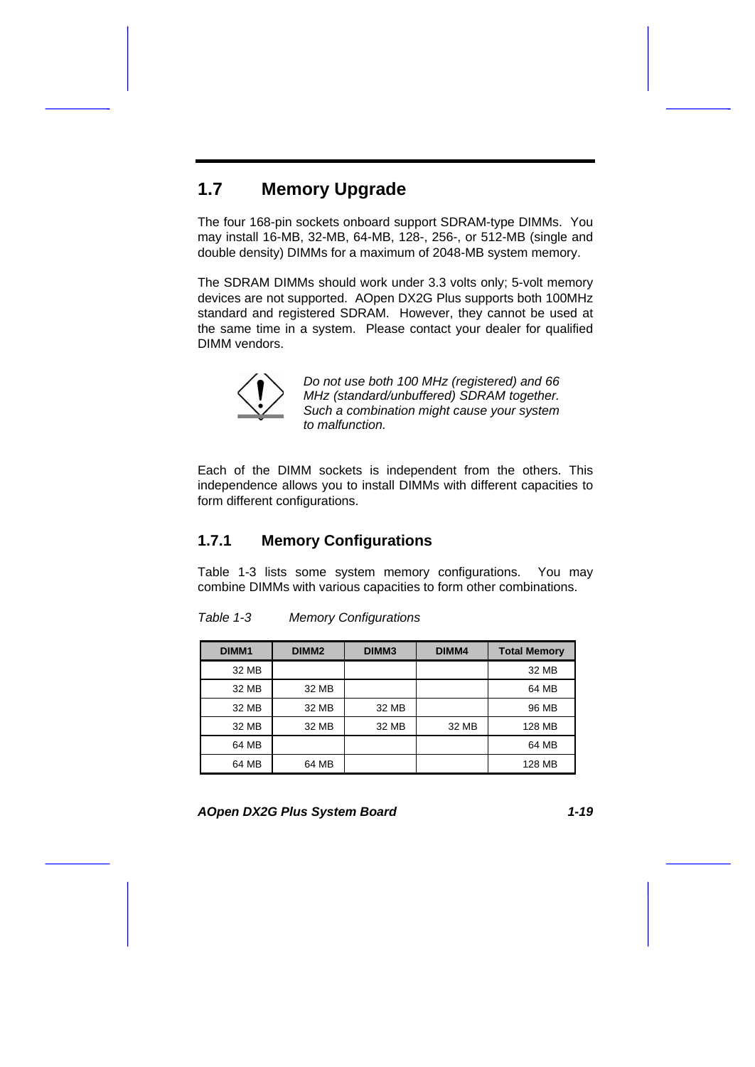## 1.7 Memory Upgrade

The four 168-pin sockets onboard support SDRAM-type DIMMs. You may install 16-MB, 32-MB, 64-MB, 128-, 256-, or 512-MB (single and double density) DIMMs for a maximum of 2048-MB system memory.

The SDRAM DIMMs should work under 3.3 volts only; 5-volt memory devices are not supported. AOpen DX2G Plus supports both 100MHz standard and registered SDRAM. However, they cannot be used at the same time in a system. Please contact your dealer for qualified DIMM vendors.

*Do not use both 100 MHz (registered) and 66 MHz (standard/unbuffered) SDRAM together. Such a combination might cause your system to malfunction.*

Each of the DIMM sockets is independent from the others. This independence allows you to install DIMMs with different capacities to form different configurations.

### 1.7.1 Memory Configurations

Table 1-3 lists some system memory configurations. You may combine DIMMs with various capacities to form other combinations.

*Table 1-3 Memory Configurations*

| DIMM1 | DIMM2 | DIMM3 | DIMM4 | Total Memory |
|---|---|---|---|---|
| 32 MB | | | | 32 MB |
| 32 MB | 32 MB | | | 64 MB |
| 32 MB | 32 MB | 32 MB | | 96 MB |
| 32 MB | 32 MB | 32 MB | 32 MB | 128 MB |
| 64 MB | | | | 64 MB |
| 64 MB | 64 MB | | | 128 MB |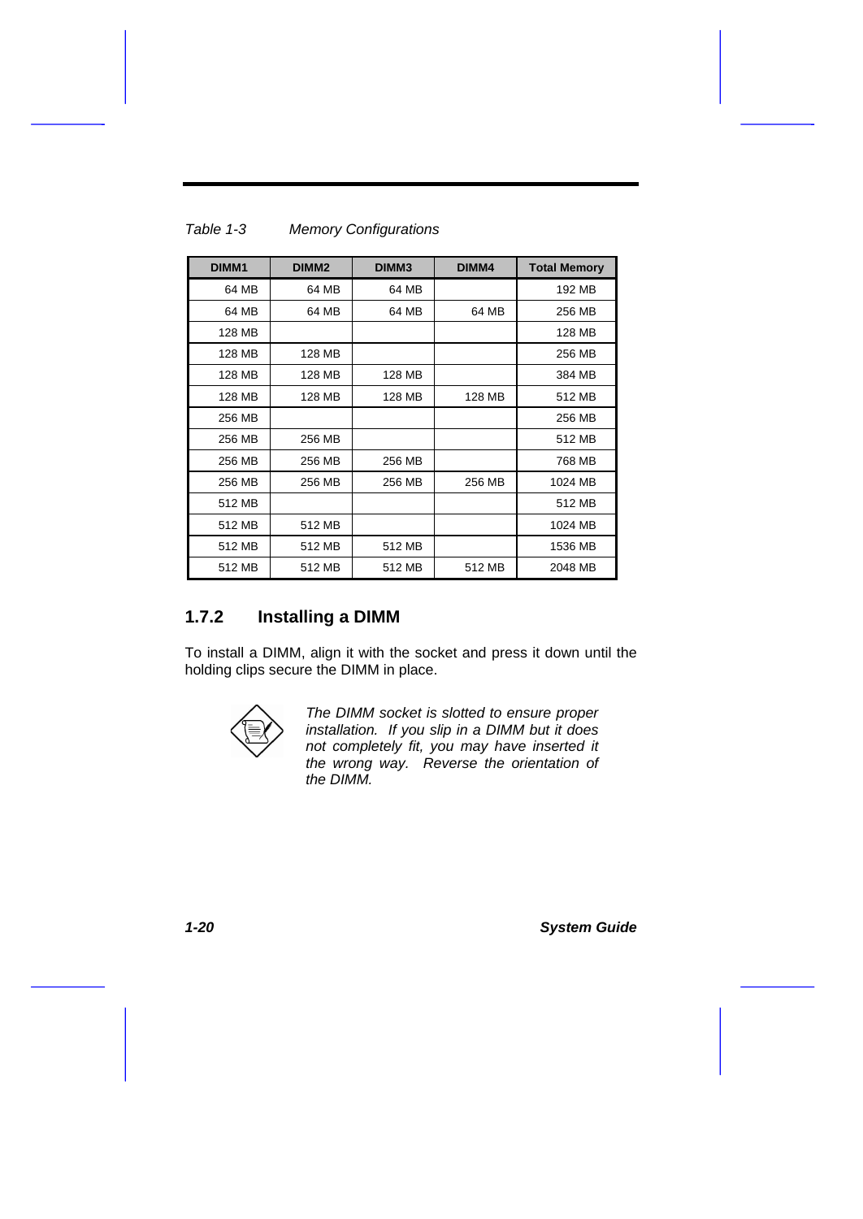*Table 1-3 Memory Configurations*

| DIMM1 | DIMM2 | DIMM3 | DIMM4 | Total Memory |
|---|---|---|---|---|
| 64 MB | 64 MB | 64 MB | | 192 MB |
| 64 MB | 64 MB | 64 MB | 64 MB | 256 MB |
| 128 MB | | | | 128 MB |
| 128 MB | 128 MB | | | 256 MB |
| 128 MB | 128 MB | 128 MB | | 384 MB |
| 128 MB | 128 MB | 128 MB | 128 MB | 512 MB |
| 256 MB | | | | 256 MB |
| 256 MB | 256 MB | | | 512 MB |
| 256 MB | 256 MB | 256 MB | | 768 MB |
| 256 MB | 256 MB | 256 MB | 256 MB | 1024 MB |
| 512 MB | | | | 512 MB |
| 512 MB | 512 MB | | | 1024 MB |
| 512 MB | 512 MB | 512 MB | | 1536 MB |
| 512 MB | 512 MB | 512 MB | 512 MB | 2048 MB |

### 1.7.2 Installing a DIMM

To install a DIMM, align it with the socket and press it down until the holding clips secure the DIMM in place.

*The DIMM socket is slotted to ensure proper installation. If you slip in a DIMM but it does not completely fit, you may have inserted it the wrong way. Reverse the orientation of the DIMM.*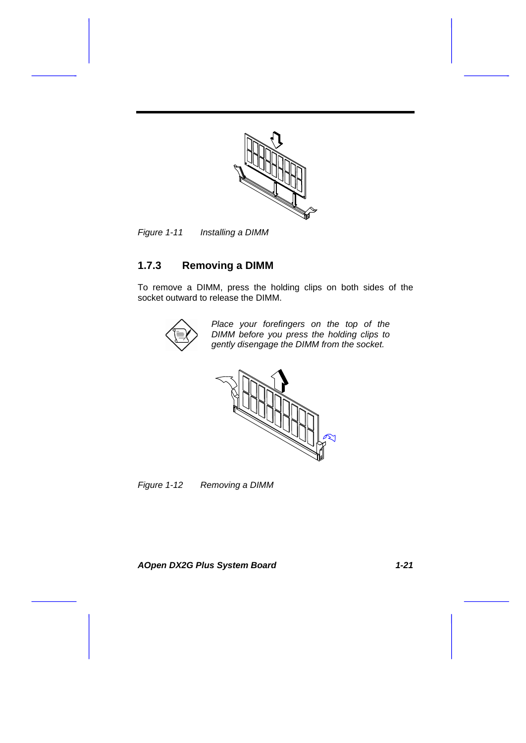Figure 1-11 Installing a DIMM

### 1.7.3 Removing a DIMM

To remove a DIMM, press the holding clips on both sides of the socket outward to release the DIMM.

*Place your forefingers on the top of the DIMM before you press the holding clips to gently disengage the DIMM from the socket.*

Figure 1-12 Removing a DIMM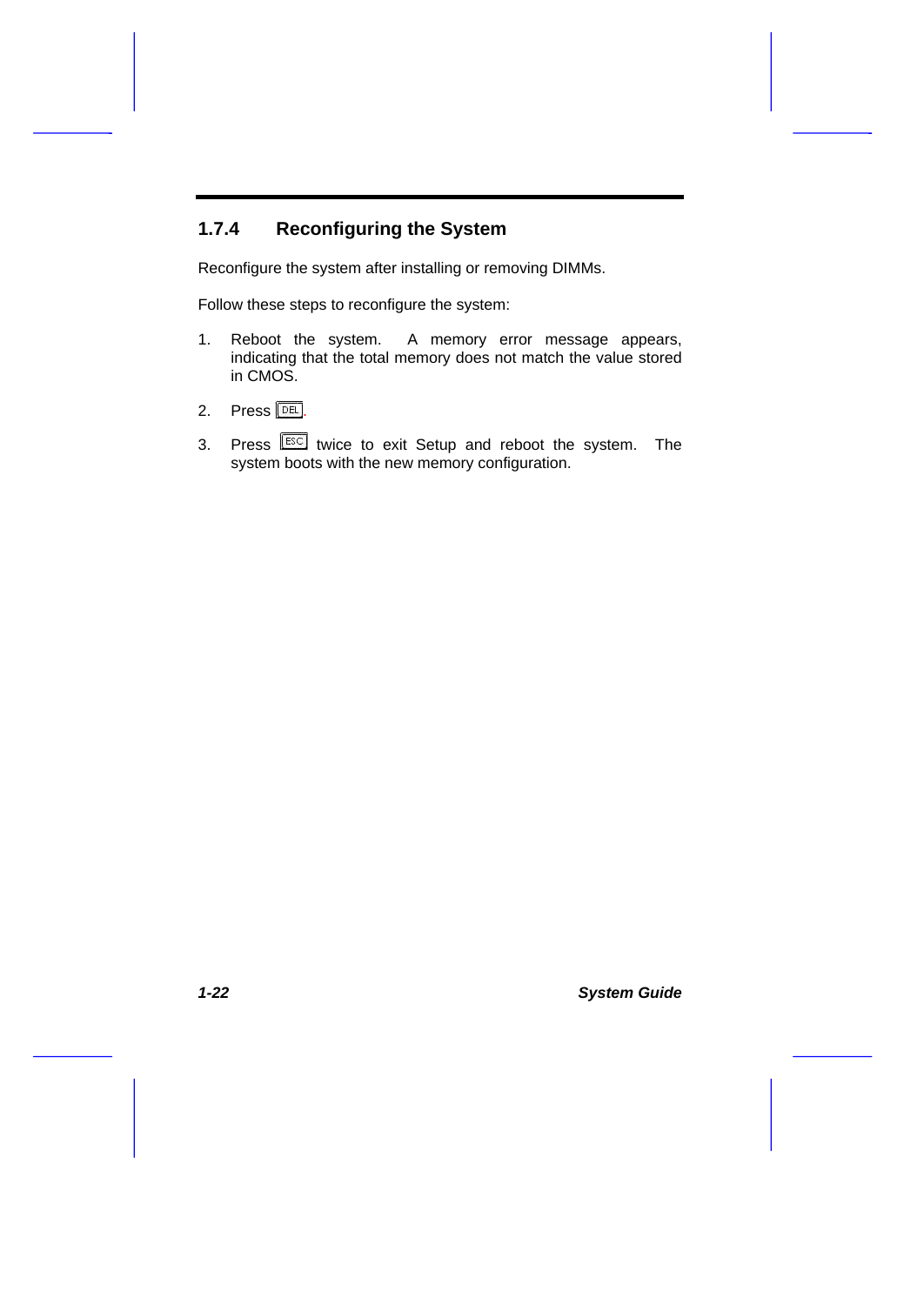### 1.7.4 Reconfiguring the System

Reconfigure the system after installing or removing DIMMs.

Follow these steps to reconfigure the system:

1. Reboot the system. A memory error message appears, indicating that the total memory does not match the value stored in CMOS.

2. Press DEL.

3. Press ESC twice to exit Setup and reboot the system. The system boots with the new memory configuration.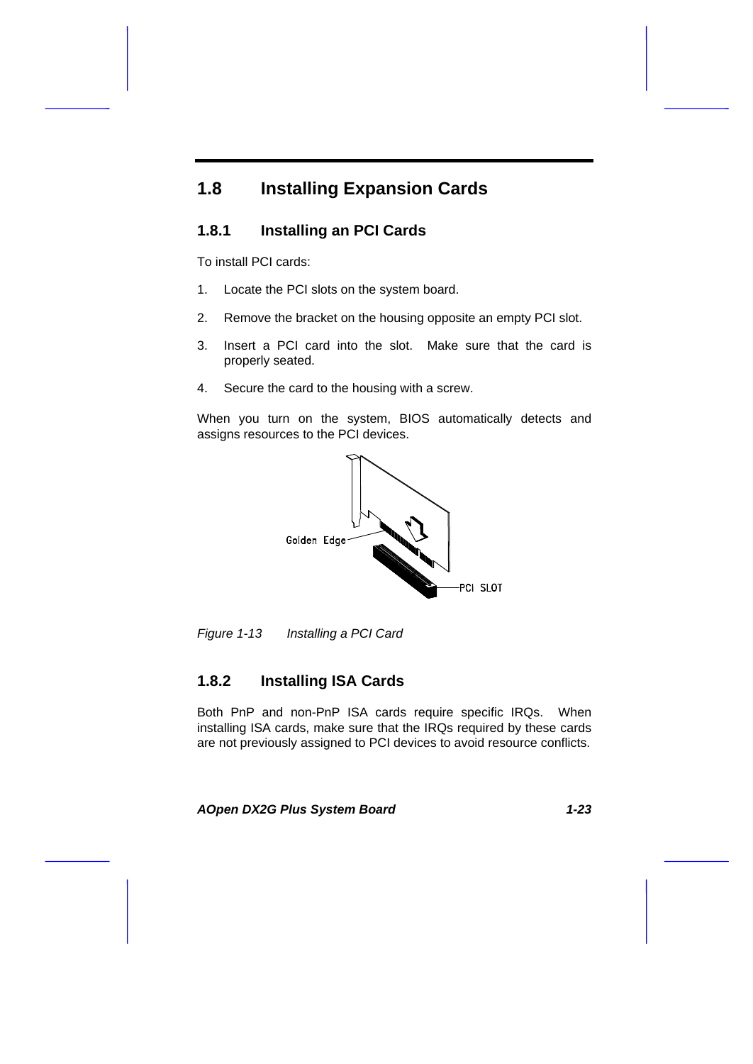## 1.8 Installing Expansion Cards

### 1.8.1 Installing an PCI Cards

To install PCI cards:

1. Locate the PCI slots on the system board.
2. Remove the bracket on the housing opposite an empty PCI slot.
3. Insert a PCI card into the slot. Make sure that the card is properly seated.
4. Secure the card to the housing with a screw.

When you turn on the system, BIOS automatically detects and assigns resources to the PCI devices.

Golden Edge

PCI SLOT

*Figure 1-13 Installing a PCI Card*

### 1.8.2 Installing ISA Cards

Both PnP and non-PnP ISA cards require specific IRQs. When installing ISA cards, make sure that the IRQs required by these cards are not previously assigned to PCI devices to avoid resource conflicts.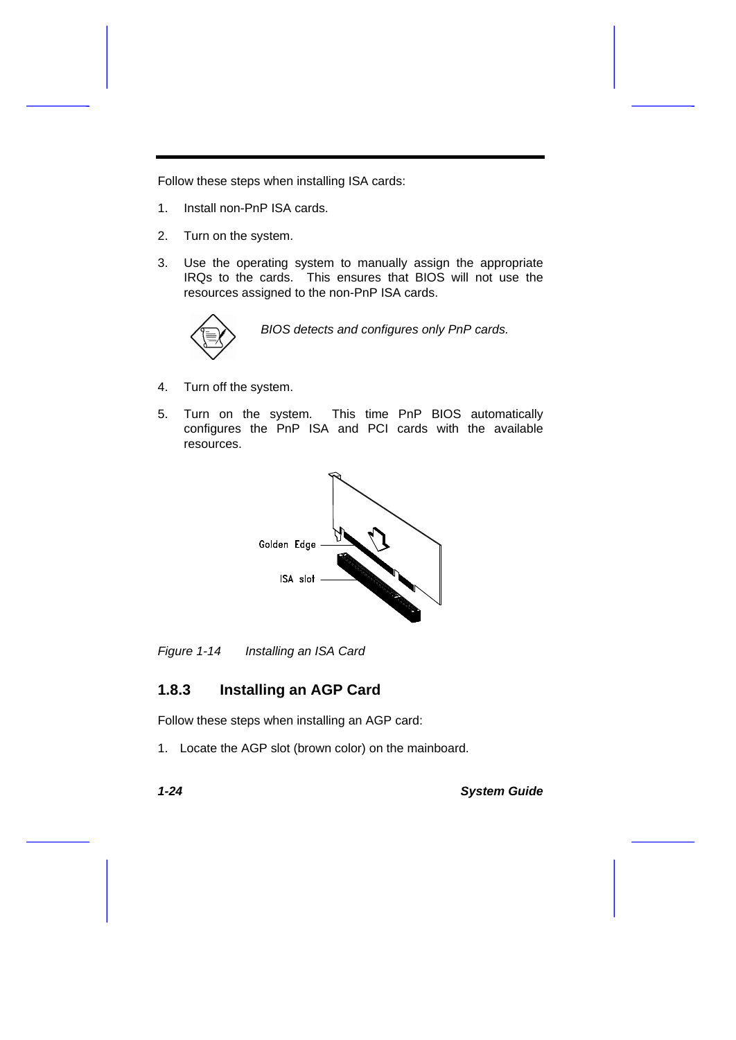Follow these steps when installing ISA cards:

1. Install non-PnP ISA cards.

2. Turn on the system.

3. Use the operating system to manually assign the appropriate IRQs to the cards. This ensures that BIOS will not use the resources assigned to the non-PnP ISA cards.

   *BIOS detects and configures only PnP cards.*

4. Turn off the system.

5. Turn on the system. This time PnP BIOS automatically configures the PnP ISA and PCI cards with the available resources.

Golden Edge

ISA slot

*Figure 1-14 Installing an ISA Card*

### 1.8.3 Installing an AGP Card

Follow these steps when installing an AGP card:

1. Locate the AGP slot (brown color) on the mainboard.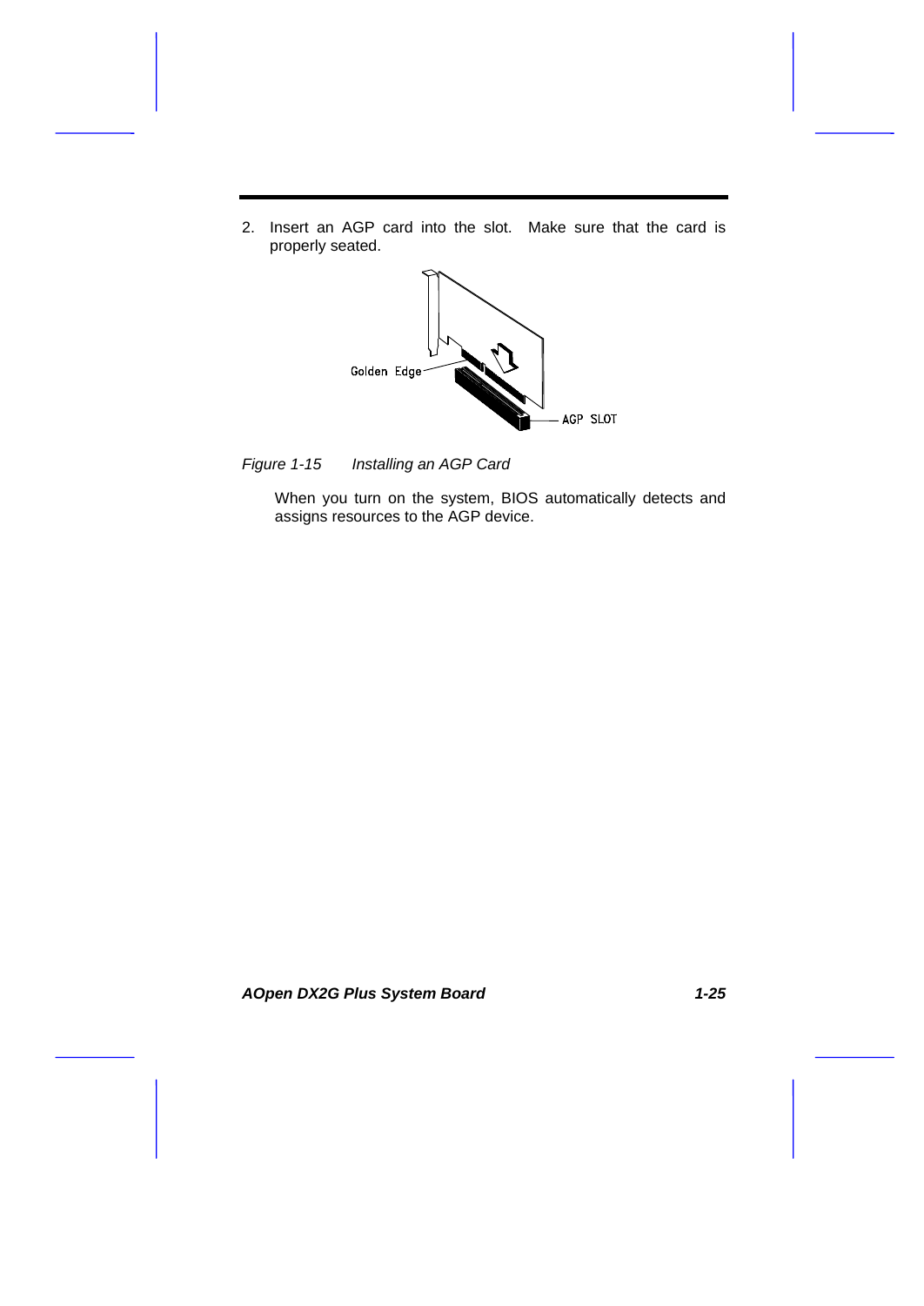2. Insert an AGP card into the slot. Make sure that the card is properly seated.

*Figure 1-15 Installing an AGP Card*

When you turn on the system, BIOS automatically detects and assigns resources to the AGP device.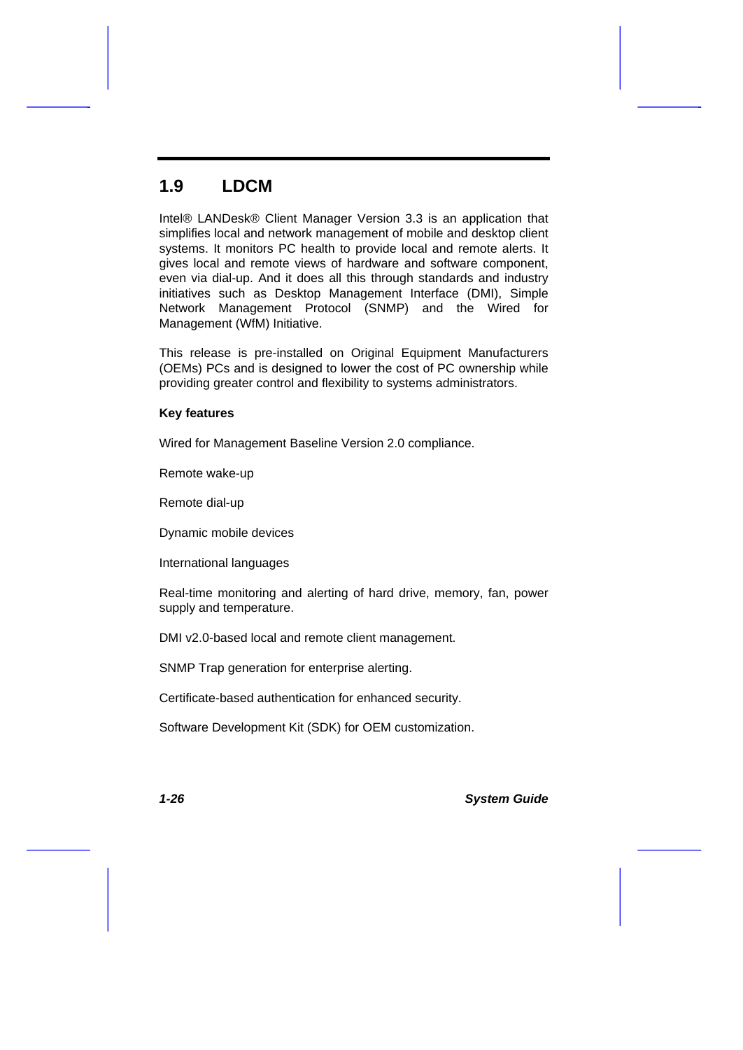## 1.9 LDCM

Intel® LANDesk® Client Manager Version 3.3 is an application that simplifies local and network management of mobile and desktop client systems. It monitors PC health to provide local and remote alerts. It gives local and remote views of hardware and software component, even via dial-up. And it does all this through standards and industry initiatives such as Desktop Management Interface (DMI), Simple Network Management Protocol (SNMP) and the Wired for Management (WfM) Initiative.

This release is pre-installed on Original Equipment Manufacturers (OEMs) PCs and is designed to lower the cost of PC ownership while providing greater control and flexibility to systems administrators.

**Key features**

Wired for Management Baseline Version 2.0 compliance.

Remote wake-up

Remote dial-up

Dynamic mobile devices

International languages

Real-time monitoring and alerting of hard drive, memory, fan, power supply and temperature.

DMI v2.0-based local and remote client management.

SNMP Trap generation for enterprise alerting.

Certificate-based authentication for enhanced security.

Software Development Kit (SDK) for OEM customization.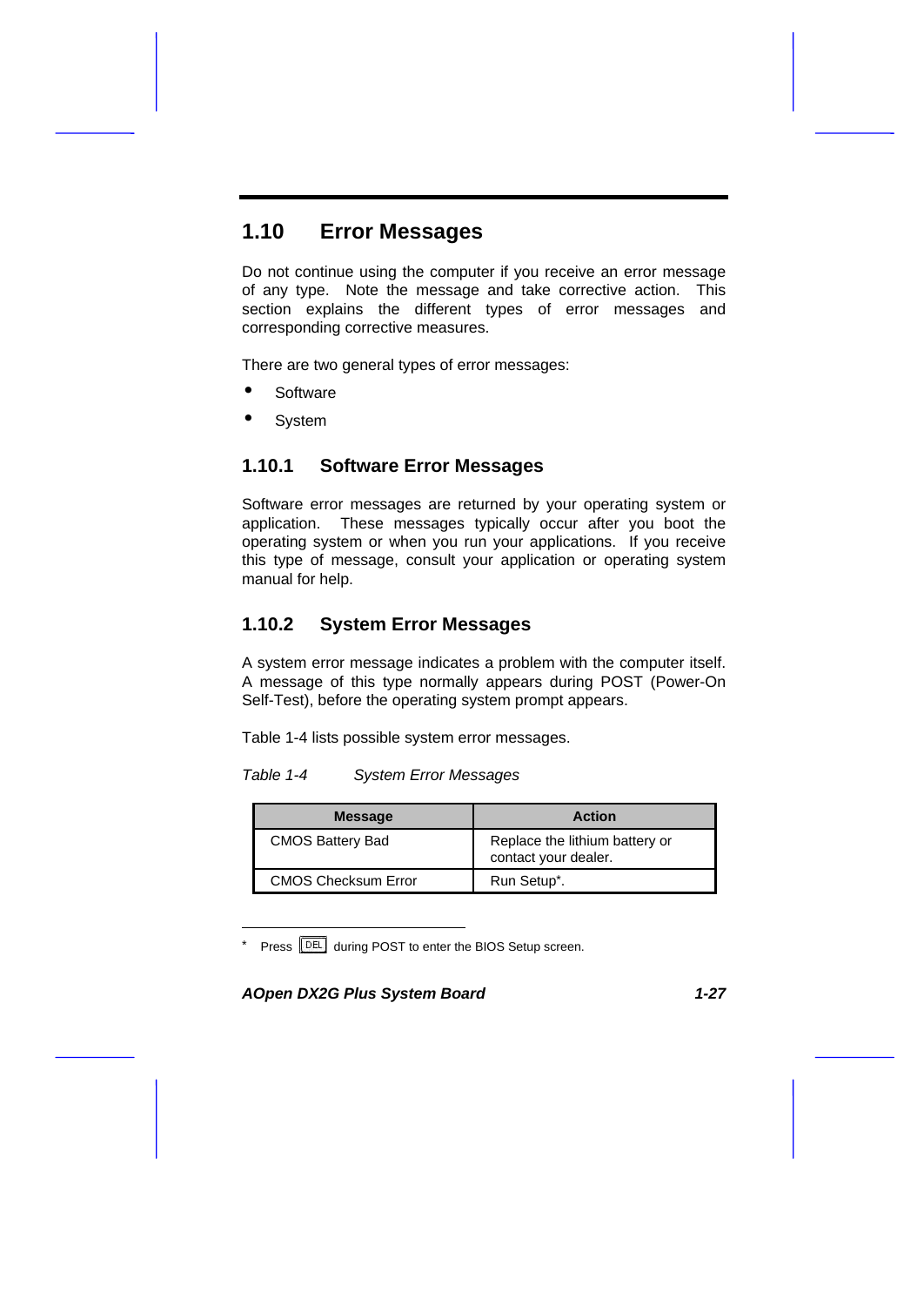## 1.10 Error Messages

Do not continue using the computer if you receive an error message of any type. Note the message and take corrective action. This section explains the different types of error messages and corresponding corrective measures.

There are two general types of error messages:

- Software
- System

### 1.10.1 Software Error Messages

Software error messages are returned by your operating system or application. These messages typically occur after you boot the operating system or when you run your applications. If you receive this type of message, consult your application or operating system manual for help.

### 1.10.2 System Error Messages

A system error message indicates a problem with the computer itself. A message of this type normally appears during POST (Power-On Self-Test), before the operating system prompt appears.

Table 1-4 lists possible system error messages.

*Table 1-4 System Error Messages*

| Message | Action |
|---|---|
| CMOS Battery Bad | Replace the lithium battery or contact your dealer. |
| CMOS Checksum Error | Run Setup*. |

---

* Press DEL during POST to enter the BIOS Setup screen.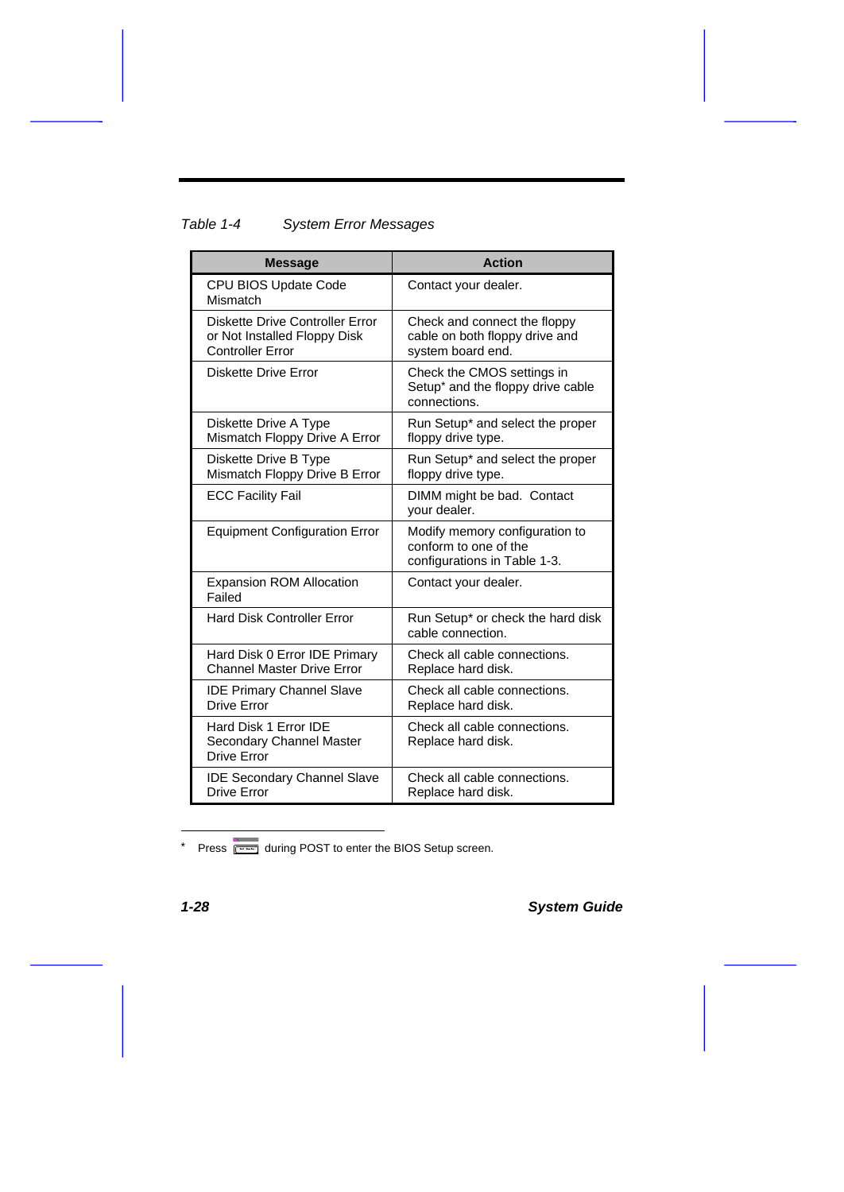*Table 1-4 System Error Messages*

| Message | Action |
|---|---|
| CPU BIOS Update Code Mismatch | Contact your dealer. |
| Diskette Drive Controller Error or Not Installed Floppy Disk Controller Error | Check and connect the floppy cable on both floppy drive and system board end. |
| Diskette Drive Error | Check the CMOS settings in Setup* and the floppy drive cable connections. |
| Diskette Drive A Type Mismatch Floppy Drive A Error | Run Setup* and select the proper floppy drive type. |
| Diskette Drive B Type Mismatch Floppy Drive B Error | Run Setup* and select the proper floppy drive type. |
| ECC Facility Fail | DIMM might be bad. Contact your dealer. |
| Equipment Configuration Error | Modify memory configuration to conform to one of the configurations in Table 1-3. |
| Expansion ROM Allocation Failed | Contact your dealer. |
| Hard Disk Controller Error | Run Setup* or check the hard disk cable connection. |
| Hard Disk 0 Error IDE Primary Channel Master Drive Error | Check all cable connections. Replace hard disk. |
| IDE Primary Channel Slave Drive Error | Check all cable connections. Replace hard disk. |
| Hard Disk 1 Error IDE Secondary Channel Master Drive Error | Check all cable connections. Replace hard disk. |
| IDE Secondary Channel Slave Drive Error | Check all cable connections. Replace hard disk. |

* Press [DEL] during POST to enter the BIOS Setup screen.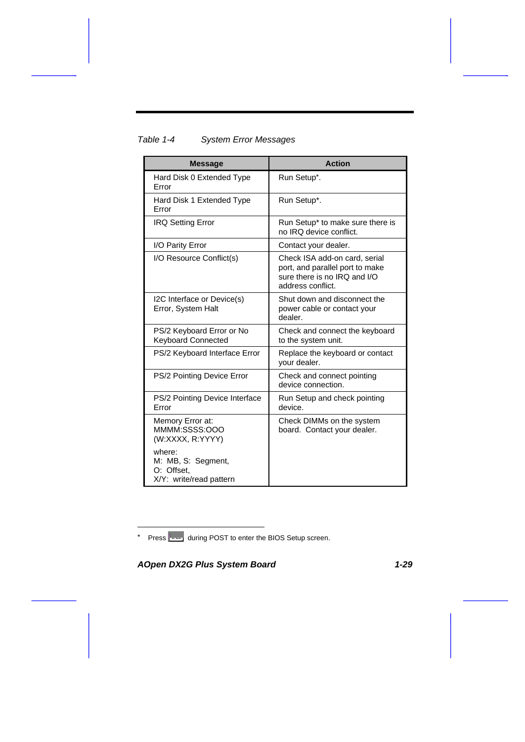*Table 1-4 System Error Messages*

| Message | Action |
|---|---|
| Hard Disk 0 Extended Type Error | Run Setup*. |
| Hard Disk 1 Extended Type Error | Run Setup*. |
| IRQ Setting Error | Run Setup* to make sure there is no IRQ device conflict. |
| I/O Parity Error | Contact your dealer. |
| I/O Resource Conflict(s) | Check ISA add-on card, serial port, and parallel port to make sure there is no IRQ and I/O address conflict. |
| I2C Interface or Device(s) Error, System Halt | Shut down and disconnect the power cable or contact your dealer. |
| PS/2 Keyboard Error or No Keyboard Connected | Check and connect the keyboard to the system unit. |
| PS/2 Keyboard Interface Error | Replace the keyboard or contact your dealer. |
| PS/2 Pointing Device Error | Check and connect pointing device connection. |
| PS/2 Pointing Device Interface Error | Run Setup and check pointing device. |
| Memory Error at: MMMM:SSSS:OOO (W:XXXX, R:YYYY)<br><br>where:<br>M: MB, S: Segment,<br>O: Offset,<br>X/Y: write/read pattern | Check DIMMs on the system board. Contact your dealer. |

* Press DEL during POST to enter the BIOS Setup screen.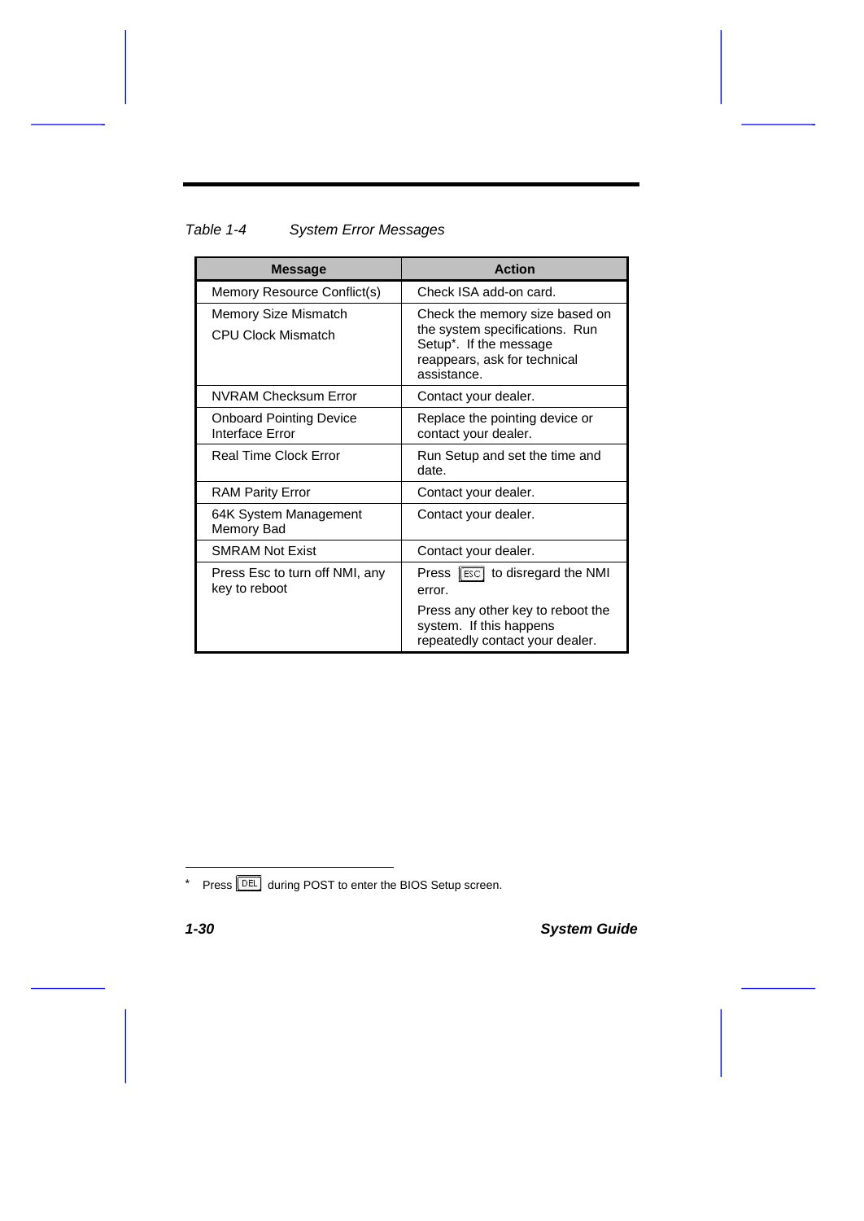*Table 1-4 System Error Messages*

| Message | Action |
|---|---|
| Memory Resource Conflict(s) | Check ISA add-on card. |
| Memory Size Mismatch<br>CPU Clock Mismatch | Check the memory size based on the system specifications. Run Setup*. If the message reappears, ask for technical assistance. |
| NVRAM Checksum Error | Contact your dealer. |
| Onboard Pointing Device Interface Error | Replace the pointing device or contact your dealer. |
| Real Time Clock Error | Run Setup and set the time and date. |
| RAM Parity Error | Contact your dealer. |
| 64K System Management Memory Bad | Contact your dealer. |
| SMRAM Not Exist | Contact your dealer. |
| Press Esc to turn off NMI, any key to reboot | Press ESC to disregard the NMI error.<br>Press any other key to reboot the system. If this happens repeatedly contact your dealer. |

* Press DEL during POST to enter the BIOS Setup screen.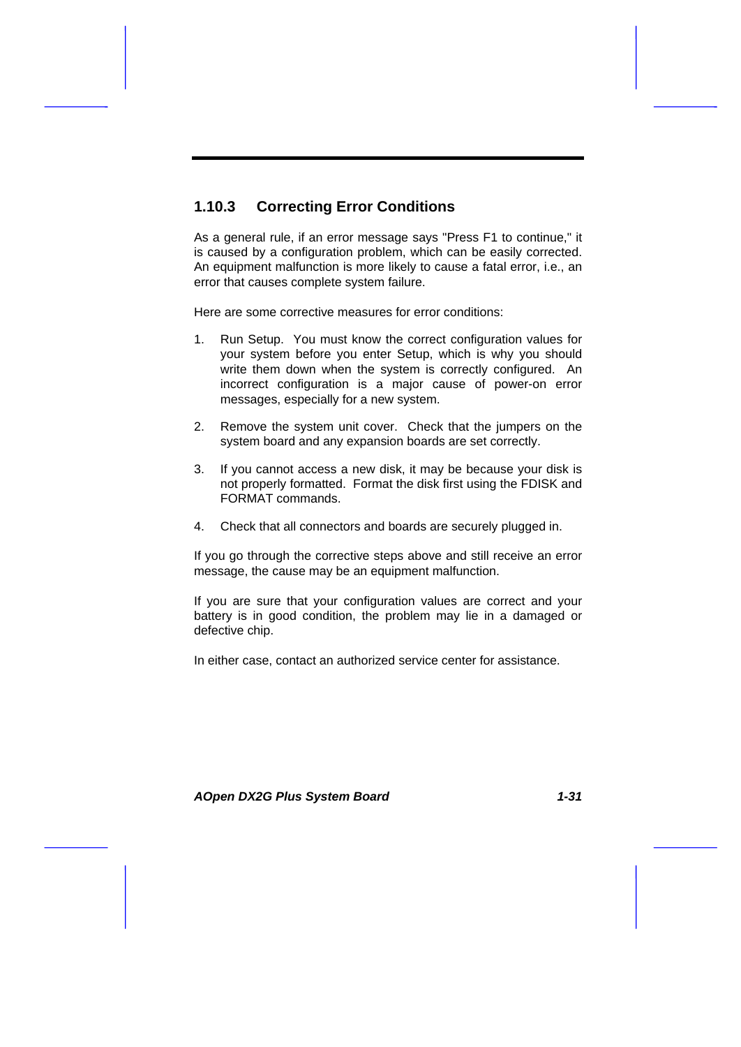### 1.10.3 Correcting Error Conditions

As a general rule, if an error message says "Press F1 to continue," it is caused by a configuration problem, which can be easily corrected. An equipment malfunction is more likely to cause a fatal error, i.e., an error that causes complete system failure.

Here are some corrective measures for error conditions:

1. Run Setup. You must know the correct configuration values for your system before you enter Setup, which is why you should write them down when the system is correctly configured. An incorrect configuration is a major cause of power-on error messages, especially for a new system.

2. Remove the system unit cover. Check that the jumpers on the system board and any expansion boards are set correctly.

3. If you cannot access a new disk, it may be because your disk is not properly formatted. Format the disk first using the FDISK and FORMAT commands.

4. Check that all connectors and boards are securely plugged in.

If you go through the corrective steps above and still receive an error message, the cause may be an equipment malfunction.

If you are sure that your configuration values are correct and your battery is in good condition, the problem may lie in a damaged or defective chip.

In either case, contact an authorized service center for assistance.